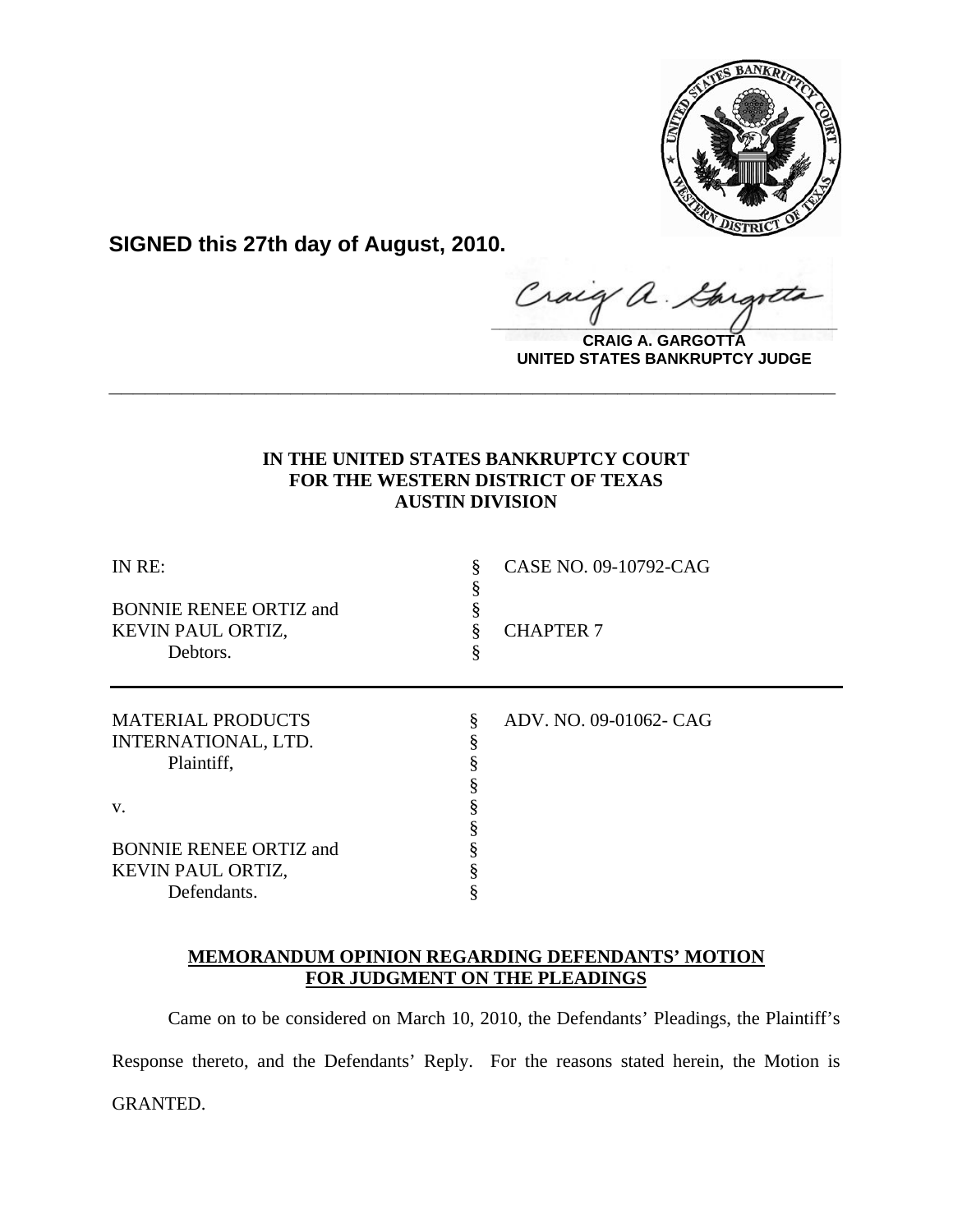**SIGNED this 27th day of August, 2010.**

**CRAIG A. GARGOTTA**
**UNITED STATES BANKRUPTCY JUDGE**

---

**IN THE UNITED STATES BANKRUPTCY COURT**
**FOR THE WESTERN DISTRICT OF TEXAS**
**AUSTIN DIVISION**

| | | |
|---|---|---|
| IN RE: | § | CASE NO. 09-10792-CAG |
| | § | |
| BONNIE RENEE ORTIZ and | § | |
| KEVIN PAUL ORTIZ, | § | CHAPTER 7 |
| Debtors. | § | |

| | | |
|---|---|---|
| MATERIAL PRODUCTS | § | ADV. NO. 09-01062- CAG |
| INTERNATIONAL, LTD. | § | |
| Plaintiff, | § | |
| | § | |
| v. | § | |
| | § | |
| BONNIE RENEE ORTIZ and | § | |
| KEVIN PAUL ORTIZ, | § | |
| Defendants. | § | |

**MEMORANDUM OPINION REGARDING DEFENDANTS' MOTION FOR JUDGMENT ON THE PLEADINGS**

Came on to be considered on March 10, 2010, the Defendants' Pleadings, the Plaintiff's Response thereto, and the Defendants' Reply. For the reasons stated herein, the Motion is GRANTED.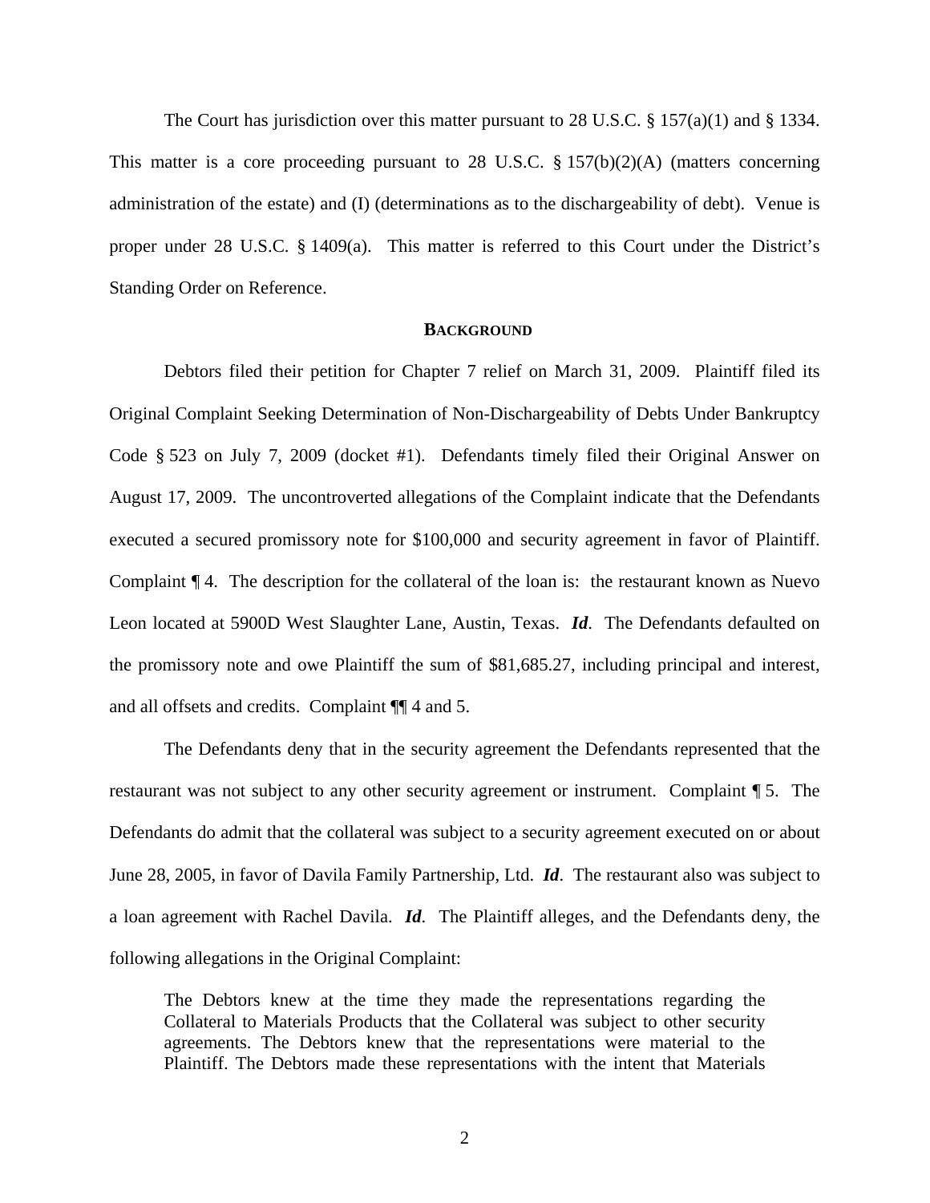The Court has jurisdiction over this matter pursuant to 28 U.S.C. § 157(a)(1) and § 1334. This matter is a core proceeding pursuant to 28 U.S.C. § 157(b)(2)(A) (matters concerning administration of the estate) and (I) (determinations as to the dischargeability of debt). Venue is proper under 28 U.S.C. § 1409(a). This matter is referred to this Court under the District's Standing Order on Reference.

## BACKGROUND

Debtors filed their petition for Chapter 7 relief on March 31, 2009. Plaintiff filed its Original Complaint Seeking Determination of Non-Dischargeability of Debts Under Bankruptcy Code § 523 on July 7, 2009 (docket #1). Defendants timely filed their Original Answer on August 17, 2009. The uncontroverted allegations of the Complaint indicate that the Defendants executed a secured promissory note for $100,000 and security agreement in favor of Plaintiff. Complaint ¶ 4. The description for the collateral of the loan is: the restaurant known as Nuevo Leon located at 5900D West Slaughter Lane, Austin, Texas. ***Id***. The Defendants defaulted on the promissory note and owe Plaintiff the sum of $81,685.27, including principal and interest, and all offsets and credits. Complaint ¶¶ 4 and 5.

The Defendants deny that in the security agreement the Defendants represented that the restaurant was not subject to any other security agreement or instrument. Complaint ¶ 5. The Defendants do admit that the collateral was subject to a security agreement executed on or about June 28, 2005, in favor of Davila Family Partnership, Ltd. ***Id***. The restaurant also was subject to a loan agreement with Rachel Davila. ***Id***. The Plaintiff alleges, and the Defendants deny, the following allegations in the Original Complaint:

> The Debtors knew at the time they made the representations regarding the Collateral to Materials Products that the Collateral was subject to other security agreements. The Debtors knew that the representations were material to the Plaintiff. The Debtors made these representations with the intent that Materials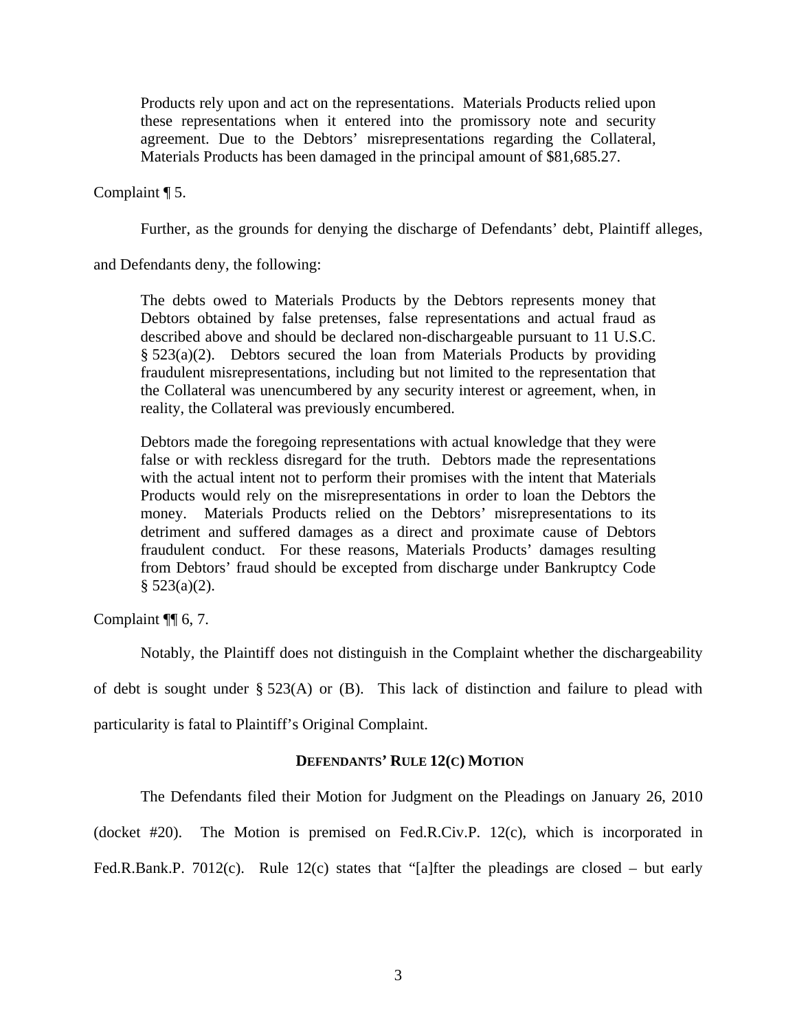> Products rely upon and act on the representations. Materials Products relied upon these representations when it entered into the promissory note and security agreement. Due to the Debtors' misrepresentations regarding the Collateral, Materials Products has been damaged in the principal amount of $81,685.27.

Complaint ¶ 5.

Further, as the grounds for denying the discharge of Defendants' debt, Plaintiff alleges, and Defendants deny, the following:

> The debts owed to Materials Products by the Debtors represents money that Debtors obtained by false pretenses, false representations and actual fraud as described above and should be declared non-dischargeable pursuant to 11 U.S.C. § 523(a)(2). Debtors secured the loan from Materials Products by providing fraudulent misrepresentations, including but not limited to the representation that the Collateral was unencumbered by any security interest or agreement, when, in reality, the Collateral was previously encumbered.
>
> Debtors made the foregoing representations with actual knowledge that they were false or with reckless disregard for the truth. Debtors made the representations with the actual intent not to perform their promises with the intent that Materials Products would rely on the misrepresentations in order to loan the Debtors the money. Materials Products relied on the Debtors' misrepresentations to its detriment and suffered damages as a direct and proximate cause of Debtors fraudulent conduct. For these reasons, Materials Products' damages resulting from Debtors' fraud should be excepted from discharge under Bankruptcy Code § 523(a)(2).

Complaint ¶¶ 6, 7.

Notably, the Plaintiff does not distinguish in the Complaint whether the dischargeability of debt is sought under § 523(A) or (B). This lack of distinction and failure to plead with particularity is fatal to Plaintiff's Original Complaint.

## DEFENDANTS' RULE 12(C) MOTION

The Defendants filed their Motion for Judgment on the Pleadings on January 26, 2010 (docket #20). The Motion is premised on Fed.R.Civ.P. 12(c), which is incorporated in Fed.R.Bank.P. 7012(c). Rule 12(c) states that "[a]fter the pleadings are closed – but early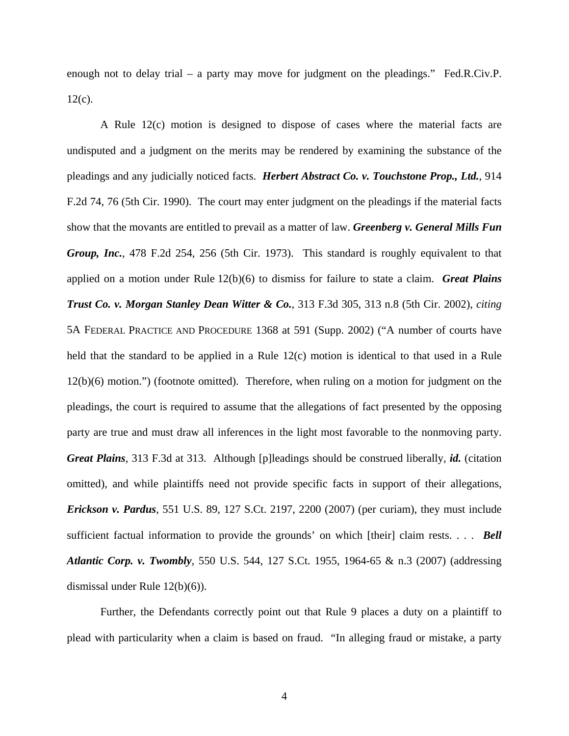enough not to delay trial – a party may move for judgment on the pleadings." Fed.R.Civ.P. 12(c).

A Rule 12(c) motion is designed to dispose of cases where the material facts are undisputed and a judgment on the merits may be rendered by examining the substance of the pleadings and any judicially noticed facts. ***Herbert Abstract Co. v. Touchstone Prop., Ltd.***, 914 F.2d 74, 76 (5th Cir. 1990). The court may enter judgment on the pleadings if the material facts show that the movants are entitled to prevail as a matter of law. ***Greenberg v. General Mills Fun Group, Inc.***, 478 F.2d 254, 256 (5th Cir. 1973). This standard is roughly equivalent to that applied on a motion under Rule 12(b)(6) to dismiss for failure to state a claim. ***Great Plains Trust Co. v. Morgan Stanley Dean Witter & Co.***, 313 F.3d 305, 313 n.8 (5th Cir. 2002), *citing* 5A FEDERAL PRACTICE AND PROCEDURE 1368 at 591 (Supp. 2002) ("A number of courts have held that the standard to be applied in a Rule 12(c) motion is identical to that used in a Rule 12(b)(6) motion.") (footnote omitted). Therefore, when ruling on a motion for judgment on the pleadings, the court is required to assume that the allegations of fact presented by the opposing party are true and must draw all inferences in the light most favorable to the nonmoving party. ***Great Plains***, 313 F.3d at 313. Although [p]leadings should be construed liberally, ***id.*** (citation omitted), and while plaintiffs need not provide specific facts in support of their allegations, ***Erickson v. Pardus***, 551 U.S. 89, 127 S.Ct. 2197, 2200 (2007) (per curiam), they must include sufficient factual information to provide the grounds' on which [their] claim rests. . . . ***Bell Atlantic Corp. v. Twombly***, 550 U.S. 544, 127 S.Ct. 1955, 1964-65 & n.3 (2007) (addressing dismissal under Rule 12(b)(6)).

Further, the Defendants correctly point out that Rule 9 places a duty on a plaintiff to plead with particularity when a claim is based on fraud. "In alleging fraud or mistake, a party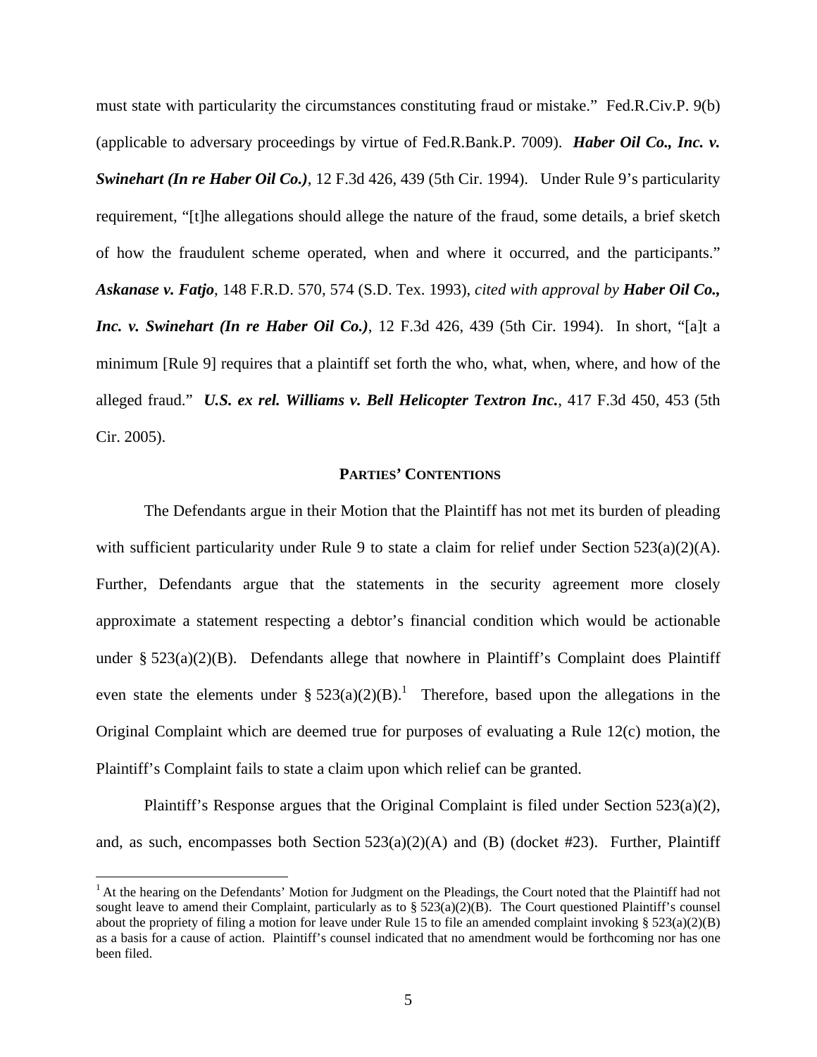must state with particularity the circumstances constituting fraud or mistake." Fed.R.Civ.P. 9(b) (applicable to adversary proceedings by virtue of Fed.R.Bank.P. 7009). ***Haber Oil Co., Inc. v. Swinehart (In re Haber Oil Co.)***, 12 F.3d 426, 439 (5th Cir. 1994). Under Rule 9's particularity requirement, "[t]he allegations should allege the nature of the fraud, some details, a brief sketch of how the fraudulent scheme operated, when and where it occurred, and the participants." ***Askanase v. Fatjo***, 148 F.R.D. 570, 574 (S.D. Tex. 1993), *cited with approval by* ***Haber Oil Co., Inc. v. Swinehart (In re Haber Oil Co.)***, 12 F.3d 426, 439 (5th Cir. 1994). In short, "[a]t a minimum [Rule 9] requires that a plaintiff set forth the who, what, when, where, and how of the alleged fraud." ***U.S. ex rel. Williams v. Bell Helicopter Textron Inc.***, 417 F.3d 450, 453 (5th Cir. 2005).

## PARTIES' CONTENTIONS

The Defendants argue in their Motion that the Plaintiff has not met its burden of pleading with sufficient particularity under Rule 9 to state a claim for relief under Section 523(a)(2)(A). Further, Defendants argue that the statements in the security agreement more closely approximate a statement respecting a debtor's financial condition which would be actionable under § 523(a)(2)(B). Defendants allege that nowhere in Plaintiff's Complaint does Plaintiff even state the elements under § 523(a)(2)(B).[1] Therefore, based upon the allegations in the Original Complaint which are deemed true for purposes of evaluating a Rule 12(c) motion, the Plaintiff's Complaint fails to state a claim upon which relief can be granted.

Plaintiff's Response argues that the Original Complaint is filed under Section 523(a)(2), and, as such, encompasses both Section 523(a)(2)(A) and (B) (docket #23). Further, Plaintiff

[1] At the hearing on the Defendants' Motion for Judgment on the Pleadings, the Court noted that the Plaintiff had not sought leave to amend their Complaint, particularly as to § 523(a)(2)(B). The Court questioned Plaintiff's counsel about the propriety of filing a motion for leave under Rule 15 to file an amended complaint invoking § 523(a)(2)(B) as a basis for a cause of action. Plaintiff's counsel indicated that no amendment would be forthcoming nor has one been filed.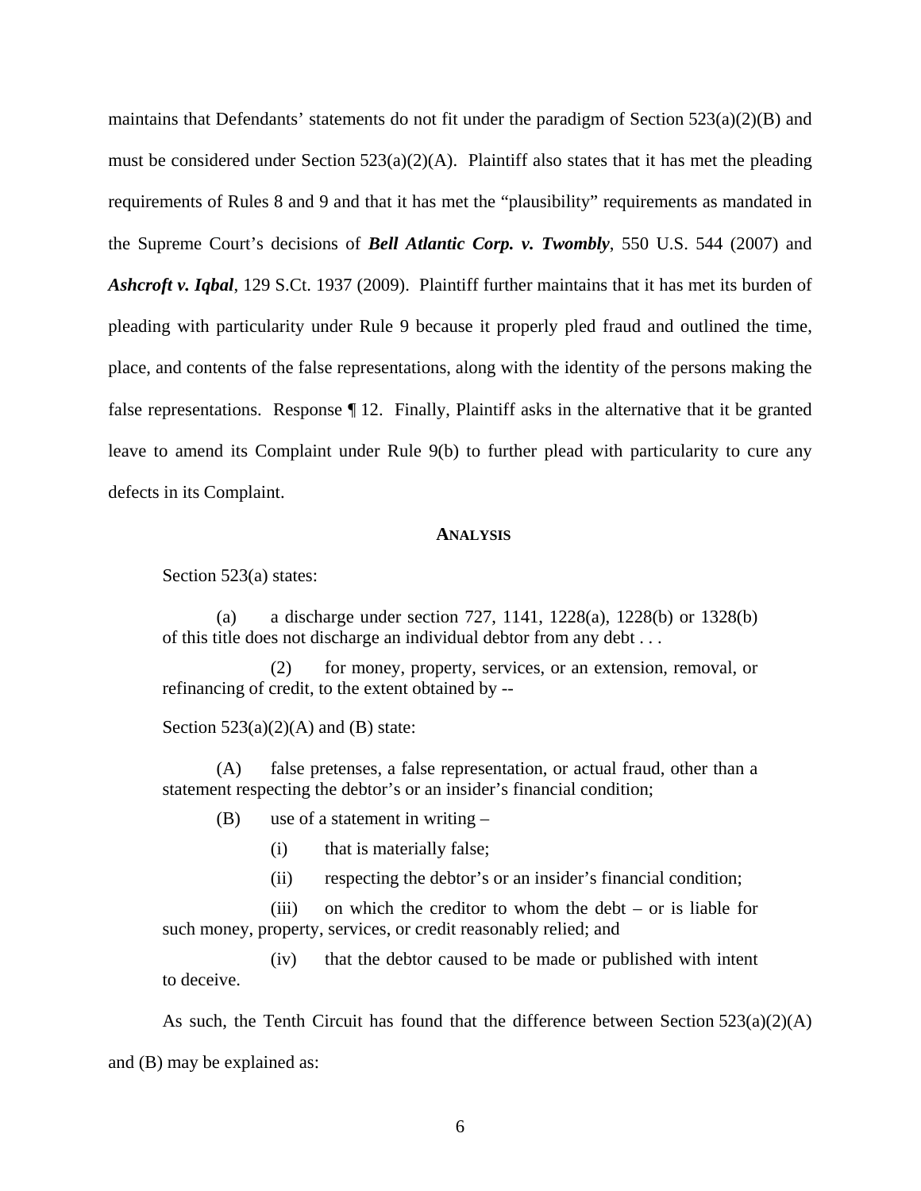maintains that Defendants' statements do not fit under the paradigm of Section 523(a)(2)(B) and must be considered under Section 523(a)(2)(A). Plaintiff also states that it has met the pleading requirements of Rules 8 and 9 and that it has met the "plausibility" requirements as mandated in the Supreme Court's decisions of ***Bell Atlantic Corp. v. Twombly***, 550 U.S. 544 (2007) and ***Ashcroft v. Iqbal***, 129 S.Ct. 1937 (2009). Plaintiff further maintains that it has met its burden of pleading with particularity under Rule 9 because it properly pled fraud and outlined the time, place, and contents of the false representations, along with the identity of the persons making the false representations. Response ¶ 12. Finally, Plaintiff asks in the alternative that it be granted leave to amend its Complaint under Rule 9(b) to further plead with particularity to cure any defects in its Complaint.

## ANALYSIS

Section 523(a) states:

> (a) a discharge under section 727, 1141, 1228(a), 1228(b) or 1328(b) of this title does not discharge an individual debtor from any debt . . .
>
> (2) for money, property, services, or an extension, removal, or refinancing of credit, to the extent obtained by --

Section 523(a)(2)(A) and (B) state:

> (A) false pretenses, a false representation, or actual fraud, other than a statement respecting the debtor's or an insider's financial condition;
>
> (B) use of a statement in writing –
>
> (i) that is materially false;
>
> (ii) respecting the debtor's or an insider's financial condition;
>
> (iii) on which the creditor to whom the debt – or is liable for such money, property, services, or credit reasonably relied; and
>
> (iv) that the debtor caused to be made or published with intent to deceive.

As such, the Tenth Circuit has found that the difference between Section 523(a)(2)(A) and (B) may be explained as: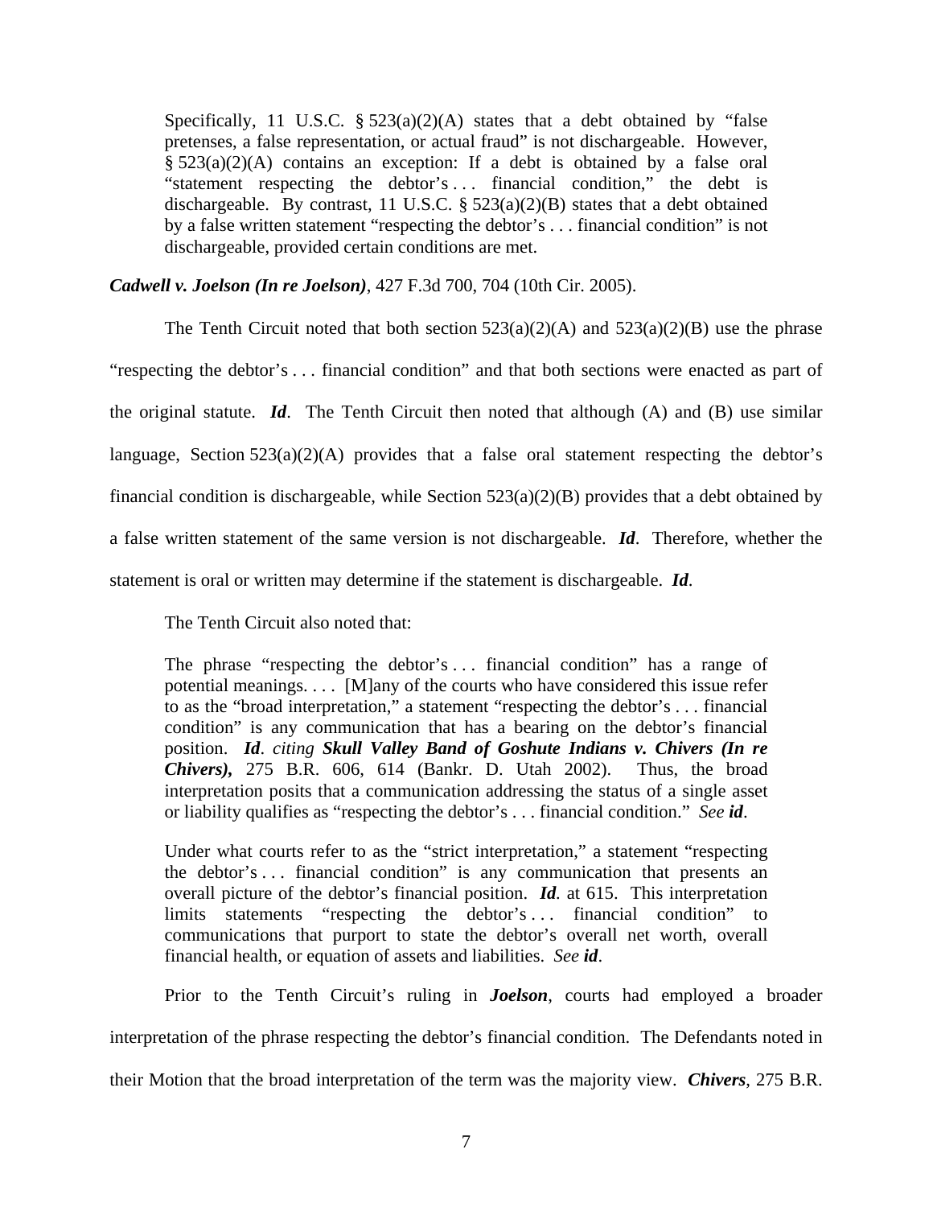> Specifically, 11 U.S.C. § 523(a)(2)(A) states that a debt obtained by "false pretenses, a false representation, or actual fraud" is not dischargeable. However, § 523(a)(2)(A) contains an exception: If a debt is obtained by a false oral "statement respecting the debtor's . . . financial condition," the debt is dischargeable. By contrast, 11 U.S.C. § 523(a)(2)(B) states that a debt obtained by a false written statement "respecting the debtor's . . . financial condition" is not dischargeable, provided certain conditions are met.

***Cadwell v. Joelson (In re Joelson)***, 427 F.3d 700, 704 (10th Cir. 2005).

The Tenth Circuit noted that both section 523(a)(2)(A) and 523(a)(2)(B) use the phrase "respecting the debtor's . . . financial condition" and that both sections were enacted as part of the original statute. ***Id***. The Tenth Circuit then noted that although (A) and (B) use similar language, Section 523(a)(2)(A) provides that a false oral statement respecting the debtor's financial condition is dischargeable, while Section 523(a)(2)(B) provides that a debt obtained by a false written statement of the same version is not dischargeable. ***Id***. Therefore, whether the statement is oral or written may determine if the statement is dischargeable. ***Id***.

The Tenth Circuit also noted that:

> The phrase "respecting the debtor's . . . financial condition" has a range of potential meanings. . . . [M]any of the courts who have considered this issue refer to as the "broad interpretation," a statement "respecting the debtor's . . . financial condition" is any communication that has a bearing on the debtor's financial position. ***Id***. *citing* ***Skull Valley Band of Goshute Indians v. Chivers (In re Chivers),*** 275 B.R. 606, 614 (Bankr. D. Utah 2002). Thus, the broad interpretation posits that a communication addressing the status of a single asset or liability qualifies as "respecting the debtor's . . . financial condition." *See* ***id***.
>
> Under what courts refer to as the "strict interpretation," a statement "respecting the debtor's . . . financial condition" is any communication that presents an overall picture of the debtor's financial position. ***Id***. at 615. This interpretation limits statements "respecting the debtor's . . . financial condition" to communications that purport to state the debtor's overall net worth, overall financial health, or equation of assets and liabilities. *See* ***id***.

Prior to the Tenth Circuit's ruling in ***Joelson***, courts had employed a broader interpretation of the phrase respecting the debtor's financial condition. The Defendants noted in their Motion that the broad interpretation of the term was the majority view. ***Chivers***, 275 B.R.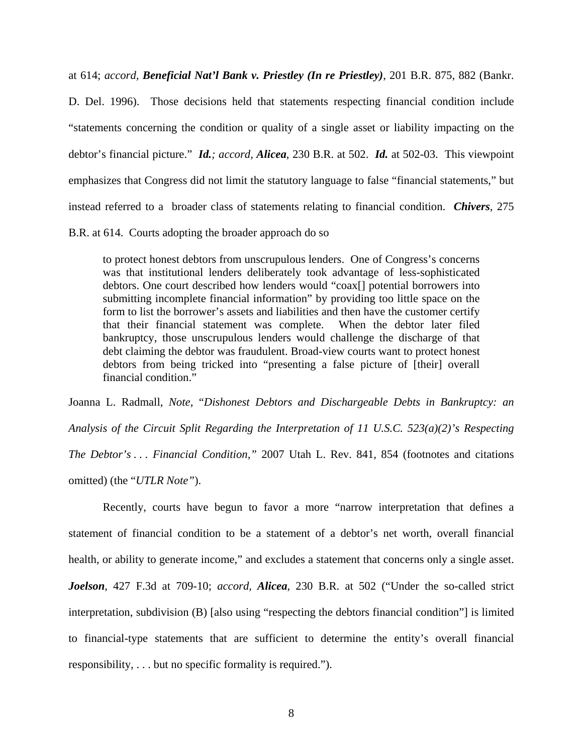at 614; *accord,* ***Beneficial Nat'l Bank v. Priestley (In re Priestley)***, 201 B.R. 875, 882 (Bankr. D. Del. 1996). Those decisions held that statements respecting financial condition include "statements concerning the condition or quality of a single asset or liability impacting on the debtor's financial picture." ***Id.****; accord,* ***Alicea***, 230 B.R. at 502. ***Id.*** at 502-03. This viewpoint emphasizes that Congress did not limit the statutory language to false "financial statements," but instead referred to a broader class of statements relating to financial condition. ***Chivers***, 275 B.R. at 614. Courts adopting the broader approach do so

> to protect honest debtors from unscrupulous lenders. One of Congress's concerns was that institutional lenders deliberately took advantage of less-sophisticated debtors. One court described how lenders would "coax[] potential borrowers into submitting incomplete financial information" by providing too little space on the form to list the borrower's assets and liabilities and then have the customer certify that their financial statement was complete. When the debtor later filed bankruptcy, those unscrupulous lenders would challenge the discharge of that debt claiming the debtor was fraudulent. Broad-view courts want to protect honest debtors from being tricked into "presenting a false picture of [their] overall financial condition."

Joanna L. Radmall, *Note*, "*Dishonest Debtors and Dischargeable Debts in Bankruptcy: an Analysis of the Circuit Split Regarding the Interpretation of 11 U.S.C. 523(a)(2)'s Respecting The Debtor's . . . Financial Condition,"* 2007 Utah L. Rev. 841, 854 (footnotes and citations omitted) (the "*UTLR Note"*).

Recently, courts have begun to favor a more "narrow interpretation that defines a statement of financial condition to be a statement of a debtor's net worth, overall financial health, or ability to generate income," and excludes a statement that concerns only a single asset. ***Joelson***, 427 F.3d at 709-10; *accord,* ***Alicea***, 230 B.R. at 502 ("Under the so-called strict interpretation, subdivision (B) [also using "respecting the debtors financial condition"] is limited to financial-type statements that are sufficient to determine the entity's overall financial responsibility, . . . but no specific formality is required.").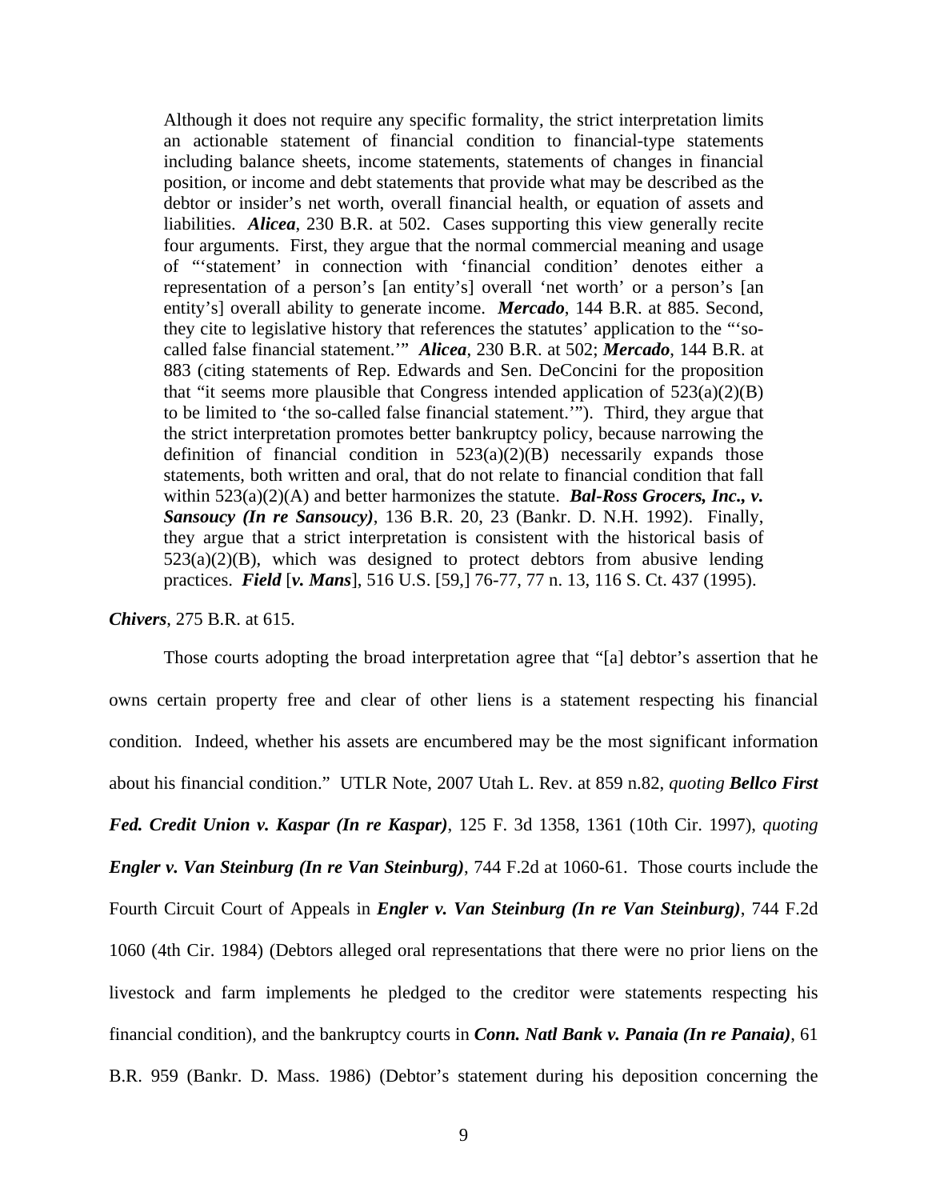> Although it does not require any specific formality, the strict interpretation limits an actionable statement of financial condition to financial-type statements including balance sheets, income statements, statements of changes in financial position, or income and debt statements that provide what may be described as the debtor or insider's net worth, overall financial health, or equation of assets and liabilities. ***Alicea***, 230 B.R. at 502. Cases supporting this view generally recite four arguments. First, they argue that the normal commercial meaning and usage of "'statement' in connection with 'financial condition' denotes either a representation of a person's [an entity's] overall 'net worth' or a person's [an entity's] overall ability to generate income. ***Mercado***, 144 B.R. at 885. Second, they cite to legislative history that references the statutes' application to the "'so-called false financial statement.'" ***Alicea***, 230 B.R. at 502; ***Mercado***, 144 B.R. at 883 (citing statements of Rep. Edwards and Sen. DeConcini for the proposition that "it seems more plausible that Congress intended application of 523(a)(2)(B) to be limited to 'the so-called false financial statement.'"). Third, they argue that the strict interpretation promotes better bankruptcy policy, because narrowing the definition of financial condition in 523(a)(2)(B) necessarily expands those statements, both written and oral, that do not relate to financial condition that fall within 523(a)(2)(A) and better harmonizes the statute. ***Bal-Ross Grocers, Inc., v. Sansoucy (In re Sansoucy)***, 136 B.R. 20, 23 (Bankr. D. N.H. 1992). Finally, they argue that a strict interpretation is consistent with the historical basis of 523(a)(2)(B), which was designed to protect debtors from abusive lending practices. ***Field*** [***v. Mans***], 516 U.S. [59,] 76-77, 77 n. 13, 116 S. Ct. 437 (1995).

***Chivers***, 275 B.R. at 615.

Those courts adopting the broad interpretation agree that "[a] debtor's assertion that he owns certain property free and clear of other liens is a statement respecting his financial condition. Indeed, whether his assets are encumbered may be the most significant information about his financial condition." UTLR Note, 2007 Utah L. Rev. at 859 n.82, *quoting* ***Bellco First Fed. Credit Union v. Kaspar (In re Kaspar)***, 125 F. 3d 1358, 1361 (10th Cir. 1997), *quoting* ***Engler v. Van Steinburg (In re Van Steinburg)***, 744 F.2d at 1060-61. Those courts include the Fourth Circuit Court of Appeals in ***Engler v. Van Steinburg (In re Van Steinburg)***, 744 F.2d 1060 (4th Cir. 1984) (Debtors alleged oral representations that there were no prior liens on the livestock and farm implements he pledged to the creditor were statements respecting his financial condition), and the bankruptcy courts in ***Conn. Natl Bank v. Panaia (In re Panaia)***, 61 B.R. 959 (Bankr. D. Mass. 1986) (Debtor's statement during his deposition concerning the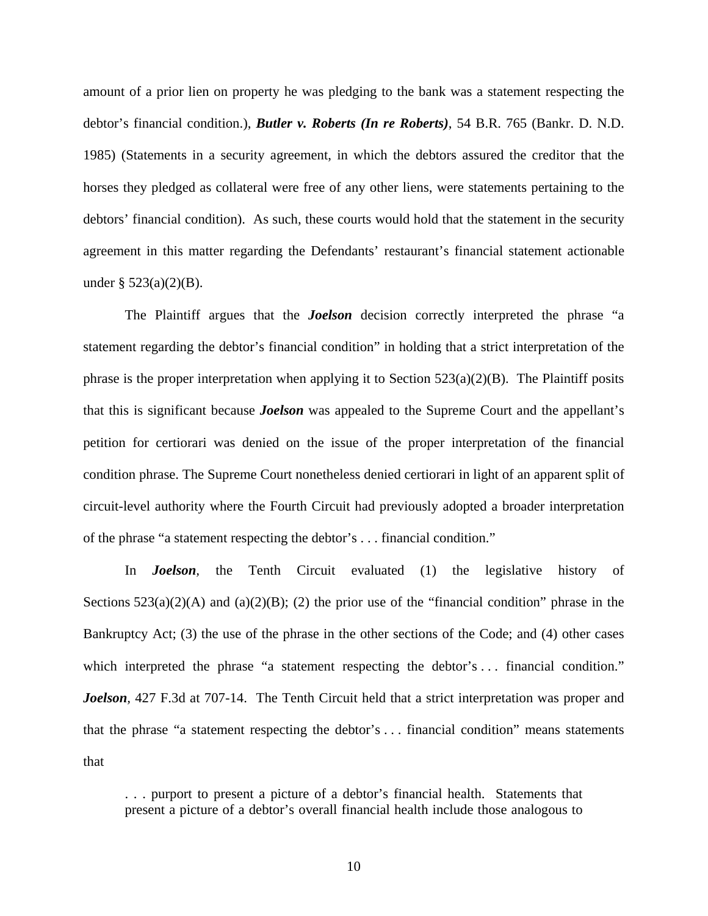amount of a prior lien on property he was pledging to the bank was a statement respecting the debtor's financial condition.), ***Butler v. Roberts (In re Roberts)***, 54 B.R. 765 (Bankr. D. N.D. 1985) (Statements in a security agreement, in which the debtors assured the creditor that the horses they pledged as collateral were free of any other liens, were statements pertaining to the debtors' financial condition). As such, these courts would hold that the statement in the security agreement in this matter regarding the Defendants' restaurant's financial statement actionable under § 523(a)(2)(B).

The Plaintiff argues that the ***Joelson*** decision correctly interpreted the phrase "a statement regarding the debtor's financial condition" in holding that a strict interpretation of the phrase is the proper interpretation when applying it to Section 523(a)(2)(B). The Plaintiff posits that this is significant because ***Joelson*** was appealed to the Supreme Court and the appellant's petition for certiorari was denied on the issue of the proper interpretation of the financial condition phrase. The Supreme Court nonetheless denied certiorari in light of an apparent split of circuit-level authority where the Fourth Circuit had previously adopted a broader interpretation of the phrase "a statement respecting the debtor's . . . financial condition."

In ***Joelson***, the Tenth Circuit evaluated (1) the legislative history of Sections 523(a)(2)(A) and (a)(2)(B); (2) the prior use of the "financial condition" phrase in the Bankruptcy Act; (3) the use of the phrase in the other sections of the Code; and (4) other cases which interpreted the phrase "a statement respecting the debtor's . . . financial condition." ***Joelson***, 427 F.3d at 707-14. The Tenth Circuit held that a strict interpretation was proper and that the phrase "a statement respecting the debtor's . . . financial condition" means statements that

> . . . purport to present a picture of a debtor's financial health. Statements that present a picture of a debtor's overall financial health include those analogous to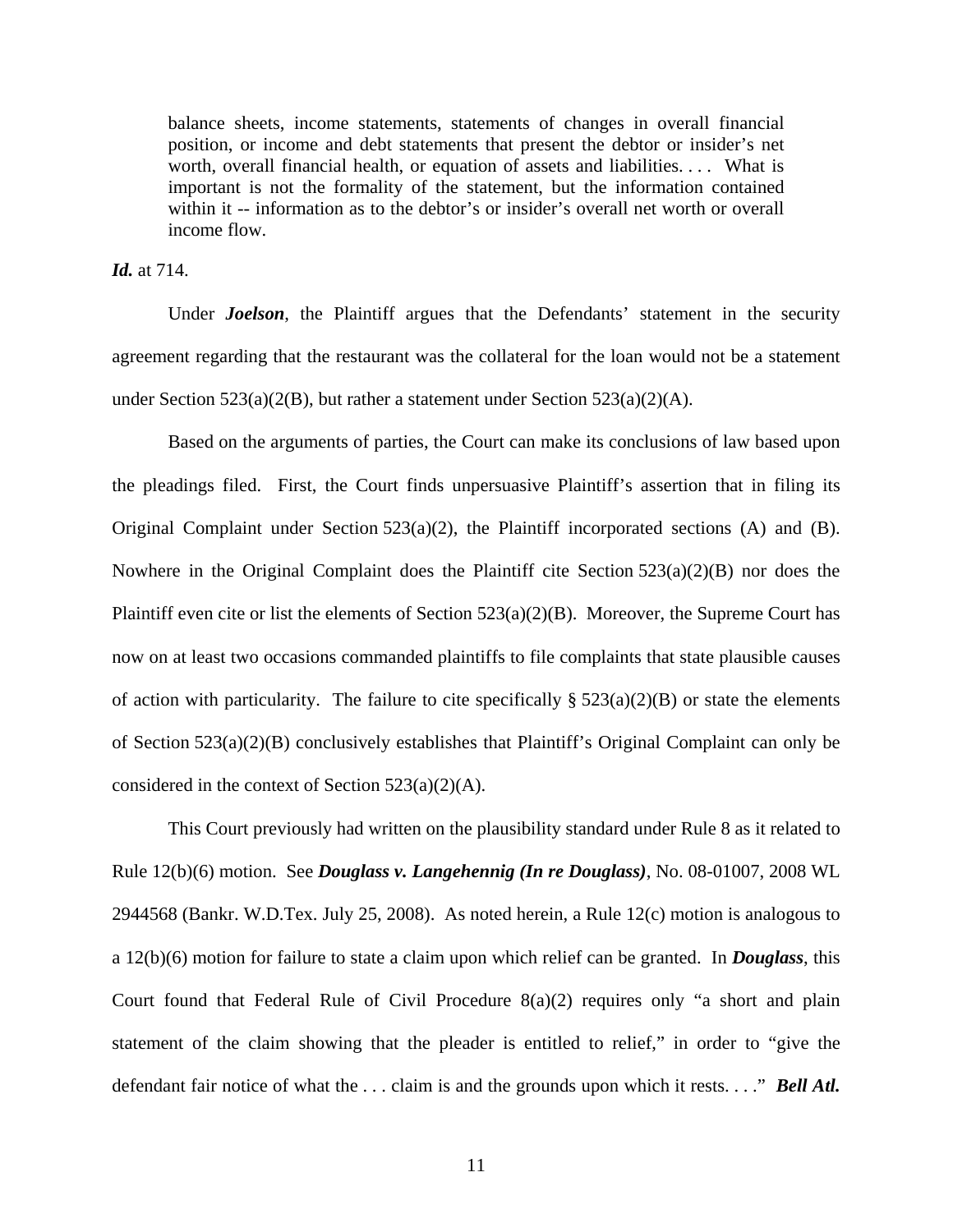> balance sheets, income statements, statements of changes in overall financial position, or income and debt statements that present the debtor or insider's net worth, overall financial health, or equation of assets and liabilities. . . . What is important is not the formality of the statement, but the information contained within it -- information as to the debtor's or insider's overall net worth or overall income flow.

***Id.*** at 714.

Under ***Joelson***, the Plaintiff argues that the Defendants' statement in the security agreement regarding that the restaurant was the collateral for the loan would not be a statement under Section 523(a)(2(B), but rather a statement under Section 523(a)(2)(A).

Based on the arguments of parties, the Court can make its conclusions of law based upon the pleadings filed. First, the Court finds unpersuasive Plaintiff's assertion that in filing its Original Complaint under Section 523(a)(2), the Plaintiff incorporated sections (A) and (B). Nowhere in the Original Complaint does the Plaintiff cite Section 523(a)(2)(B) nor does the Plaintiff even cite or list the elements of Section 523(a)(2)(B). Moreover, the Supreme Court has now on at least two occasions commanded plaintiffs to file complaints that state plausible causes of action with particularity. The failure to cite specifically § 523(a)(2)(B) or state the elements of Section 523(a)(2)(B) conclusively establishes that Plaintiff's Original Complaint can only be considered in the context of Section 523(a)(2)(A).

This Court previously had written on the plausibility standard under Rule 8 as it related to Rule 12(b)(6) motion. See ***Douglass v. Langehennig (In re Douglass)***, No. 08-01007, 2008 WL 2944568 (Bankr. W.D.Tex. July 25, 2008). As noted herein, a Rule 12(c) motion is analogous to a 12(b)(6) motion for failure to state a claim upon which relief can be granted. In ***Douglass***, this Court found that Federal Rule of Civil Procedure 8(a)(2) requires only "a short and plain statement of the claim showing that the pleader is entitled to relief," in order to "give the defendant fair notice of what the . . . claim is and the grounds upon which it rests. . . ." ***Bell Atl.***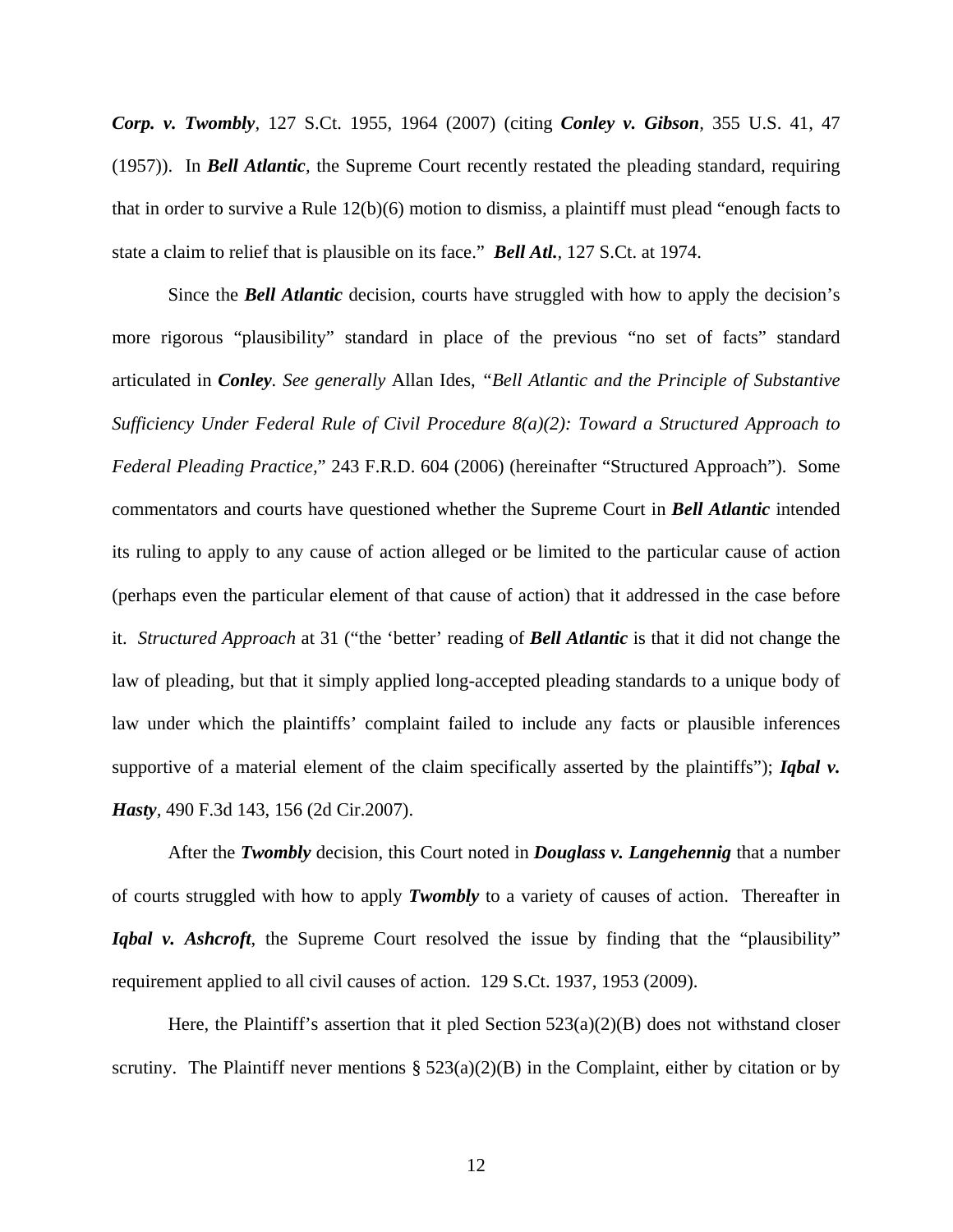***Corp. v. Twombly***, 127 S.Ct. 1955, 1964 (2007) (citing ***Conley v. Gibson***, 355 U.S. 41, 47 (1957)). In ***Bell Atlantic***, the Supreme Court recently restated the pleading standard, requiring that in order to survive a Rule 12(b)(6) motion to dismiss, a plaintiff must plead "enough facts to state a claim to relief that is plausible on its face." ***Bell Atl.***, 127 S.Ct. at 1974.

Since the ***Bell Atlantic*** decision, courts have struggled with how to apply the decision's more rigorous "plausibility" standard in place of the previous "no set of facts" standard articulated in ***Conley***. *See generally* Allan Ides, "*Bell Atlantic and the Principle of Substantive Sufficiency Under Federal Rule of Civil Procedure 8(a)(2): Toward a Structured Approach to Federal Pleading Practice*," 243 F.R.D. 604 (2006) (hereinafter "Structured Approach"). Some commentators and courts have questioned whether the Supreme Court in ***Bell Atlantic*** intended its ruling to apply to any cause of action alleged or be limited to the particular cause of action (perhaps even the particular element of that cause of action) that it addressed in the case before it. *Structured Approach* at 31 ("the 'better' reading of ***Bell Atlantic*** is that it did not change the law of pleading, but that it simply applied long-accepted pleading standards to a unique body of law under which the plaintiffs' complaint failed to include any facts or plausible inferences supportive of a material element of the claim specifically asserted by the plaintiffs"); ***Iqbal v. Hasty***, 490 F.3d 143, 156 (2d Cir.2007).

After the ***Twombly*** decision, this Court noted in ***Douglass v. Langehennig*** that a number of courts struggled with how to apply ***Twombly*** to a variety of causes of action. Thereafter in ***Iqbal v. Ashcroft***, the Supreme Court resolved the issue by finding that the "plausibility" requirement applied to all civil causes of action. 129 S.Ct. 1937, 1953 (2009).

Here, the Plaintiff's assertion that it pled Section 523(a)(2)(B) does not withstand closer scrutiny. The Plaintiff never mentions § 523(a)(2)(B) in the Complaint, either by citation or by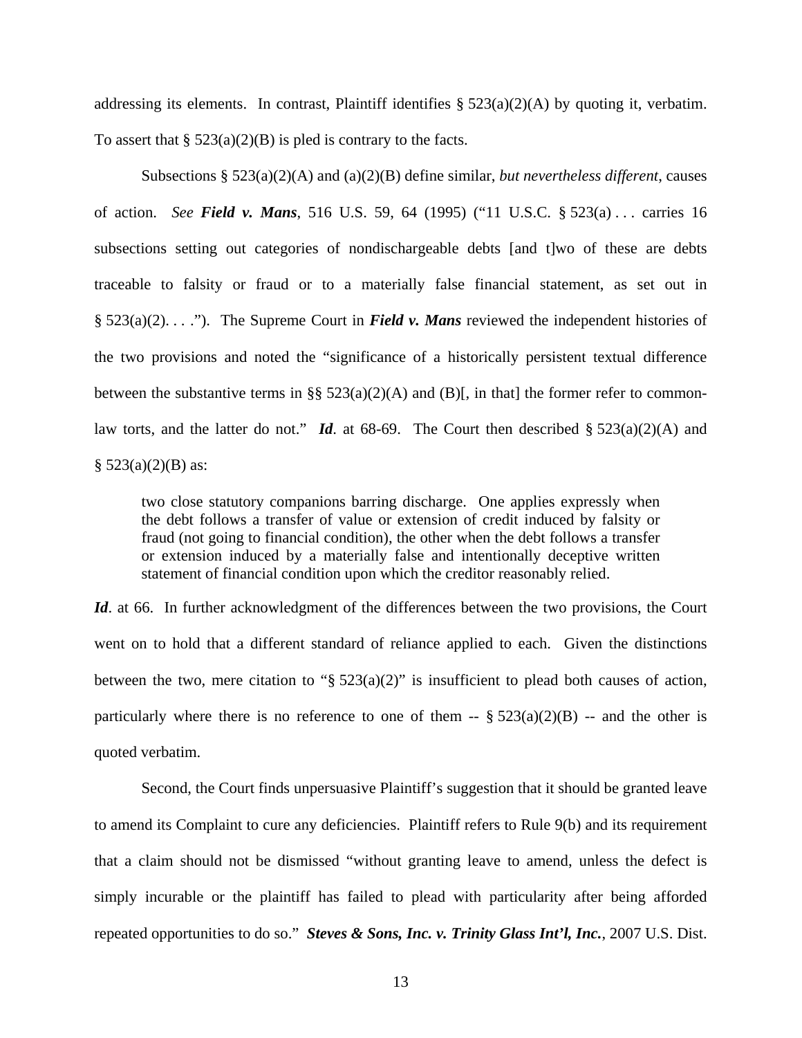addressing its elements. In contrast, Plaintiff identifies § 523(a)(2)(A) by quoting it, verbatim. To assert that § 523(a)(2)(B) is pled is contrary to the facts.

Subsections § 523(a)(2)(A) and (a)(2)(B) define similar, *but nevertheless different*, causes of action. *See* ***Field v. Mans***, 516 U.S. 59, 64 (1995) ("11 U.S.C. § 523(a) . . . carries 16 subsections setting out categories of nondischargeable debts [and t]wo of these are debts traceable to falsity or fraud or to a materially false financial statement, as set out in § 523(a)(2). . . ."). The Supreme Court in ***Field v. Mans*** reviewed the independent histories of the two provisions and noted the "significance of a historically persistent textual difference between the substantive terms in §§ 523(a)(2)(A) and (B)[, in that] the former refer to common-law torts, and the latter do not." ***Id***. at 68-69. The Court then described § 523(a)(2)(A) and § 523(a)(2)(B) as:

> two close statutory companions barring discharge. One applies expressly when the debt follows a transfer of value or extension of credit induced by falsity or fraud (not going to financial condition), the other when the debt follows a transfer or extension induced by a materially false and intentionally deceptive written statement of financial condition upon which the creditor reasonably relied.

***Id***. at 66. In further acknowledgment of the differences between the two provisions, the Court went on to hold that a different standard of reliance applied to each. Given the distinctions between the two, mere citation to "§ 523(a)(2)" is insufficient to plead both causes of action, particularly where there is no reference to one of them -- § 523(a)(2)(B) -- and the other is quoted verbatim.

Second, the Court finds unpersuasive Plaintiff's suggestion that it should be granted leave to amend its Complaint to cure any deficiencies. Plaintiff refers to Rule 9(b) and its requirement that a claim should not be dismissed "without granting leave to amend, unless the defect is simply incurable or the plaintiff has failed to plead with particularity after being afforded repeated opportunities to do so." ***Steves & Sons, Inc. v. Trinity Glass Int'l, Inc.***, 2007 U.S. Dist.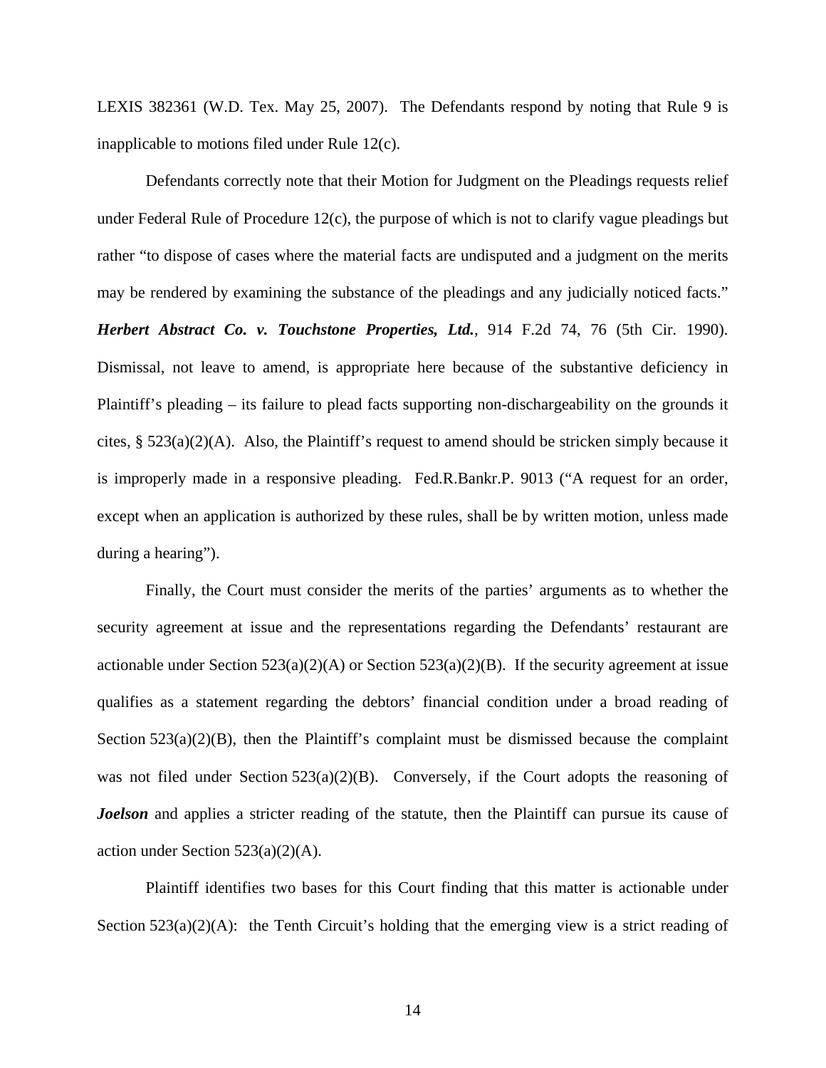LEXIS 382361 (W.D. Tex. May 25, 2007). The Defendants respond by noting that Rule 9 is inapplicable to motions filed under Rule 12(c).

Defendants correctly note that their Motion for Judgment on the Pleadings requests relief under Federal Rule of Procedure 12(c), the purpose of which is not to clarify vague pleadings but rather "to dispose of cases where the material facts are undisputed and a judgment on the merits may be rendered by examining the substance of the pleadings and any judicially noticed facts." ***Herbert Abstract Co. v. Touchstone Properties, Ltd.***, 914 F.2d 74, 76 (5th Cir. 1990). Dismissal, not leave to amend, is appropriate here because of the substantive deficiency in Plaintiff's pleading – its failure to plead facts supporting non-dischargeability on the grounds it cites, § 523(a)(2)(A). Also, the Plaintiff's request to amend should be stricken simply because it is improperly made in a responsive pleading. Fed.R.Bankr.P. 9013 ("A request for an order, except when an application is authorized by these rules, shall be by written motion, unless made during a hearing").

Finally, the Court must consider the merits of the parties' arguments as to whether the security agreement at issue and the representations regarding the Defendants' restaurant are actionable under Section 523(a)(2)(A) or Section 523(a)(2)(B). If the security agreement at issue qualifies as a statement regarding the debtors' financial condition under a broad reading of Section 523(a)(2)(B), then the Plaintiff's complaint must be dismissed because the complaint was not filed under Section 523(a)(2)(B). Conversely, if the Court adopts the reasoning of ***Joelson*** and applies a stricter reading of the statute, then the Plaintiff can pursue its cause of action under Section 523(a)(2)(A).

Plaintiff identifies two bases for this Court finding that this matter is actionable under Section 523(a)(2)(A): the Tenth Circuit's holding that the emerging view is a strict reading of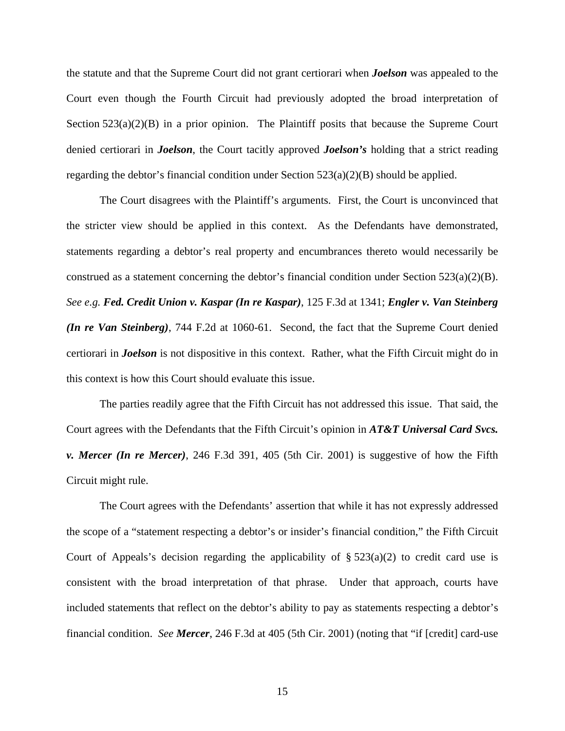the statute and that the Supreme Court did not grant certiorari when ***Joelson*** was appealed to the Court even though the Fourth Circuit had previously adopted the broad interpretation of Section 523(a)(2)(B) in a prior opinion. The Plaintiff posits that because the Supreme Court denied certiorari in ***Joelson***, the Court tacitly approved ***Joelson's*** holding that a strict reading regarding the debtor's financial condition under Section 523(a)(2)(B) should be applied.

The Court disagrees with the Plaintiff's arguments. First, the Court is unconvinced that the stricter view should be applied in this context. As the Defendants have demonstrated, statements regarding a debtor's real property and encumbrances thereto would necessarily be construed as a statement concerning the debtor's financial condition under Section 523(a)(2)(B). *See e.g.* ***Fed. Credit Union v. Kaspar (In re Kaspar)***, 125 F.3d at 1341; ***Engler v. Van Steinberg (In re Van Steinberg)***, 744 F.2d at 1060-61. Second, the fact that the Supreme Court denied certiorari in ***Joelson*** is not dispositive in this context. Rather, what the Fifth Circuit might do in this context is how this Court should evaluate this issue.

The parties readily agree that the Fifth Circuit has not addressed this issue. That said, the Court agrees with the Defendants that the Fifth Circuit's opinion in ***AT&T Universal Card Svcs. v. Mercer (In re Mercer)***, 246 F.3d 391, 405 (5th Cir. 2001) is suggestive of how the Fifth Circuit might rule.

The Court agrees with the Defendants' assertion that while it has not expressly addressed the scope of a "statement respecting a debtor's or insider's financial condition," the Fifth Circuit Court of Appeals's decision regarding the applicability of § 523(a)(2) to credit card use is consistent with the broad interpretation of that phrase. Under that approach, courts have included statements that reflect on the debtor's ability to pay as statements respecting a debtor's financial condition. *See* ***Mercer***, 246 F.3d at 405 (5th Cir. 2001) (noting that "if [credit] card-use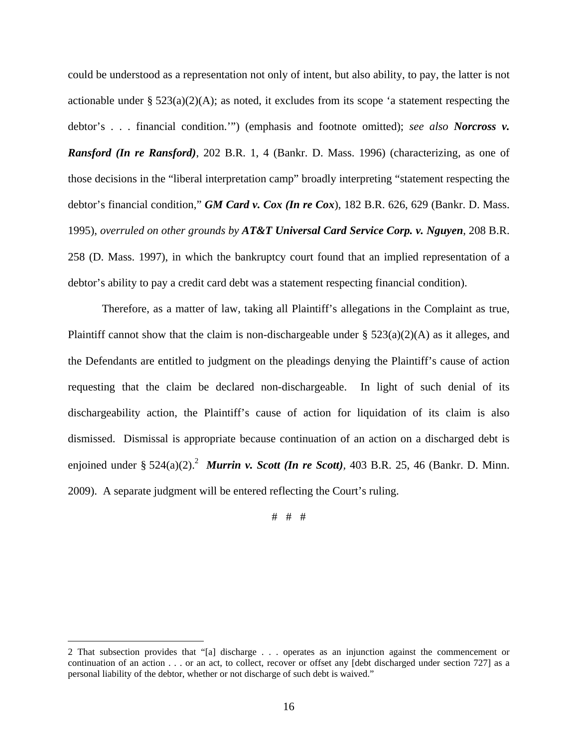could be understood as a representation not only of intent, but also ability, to pay, the latter is not actionable under § 523(a)(2)(A); as noted, it excludes from its scope 'a statement respecting the debtor's . . . financial condition.'") (emphasis and footnote omitted); *see also* ***Norcross v. Ransford (In re Ransford)***, 202 B.R. 1, 4 (Bankr. D. Mass. 1996) (characterizing, as one of those decisions in the "liberal interpretation camp" broadly interpreting "statement respecting the debtor's financial condition," ***GM Card v. Cox (In re Cox***), 182 B.R. 626, 629 (Bankr. D. Mass. 1995), *overruled on other grounds by* ***AT&T Universal Card Service Corp. v. Nguyen***, 208 B.R. 258 (D. Mass. 1997), in which the bankruptcy court found that an implied representation of a debtor's ability to pay a credit card debt was a statement respecting financial condition).

Therefore, as a matter of law, taking all Plaintiff's allegations in the Complaint as true, Plaintiff cannot show that the claim is non-dischargeable under § 523(a)(2)(A) as it alleges, and the Defendants are entitled to judgment on the pleadings denying the Plaintiff's cause of action requesting that the claim be declared non-dischargeable. In light of such denial of its dischargeability action, the Plaintiff's cause of action for liquidation of its claim is also dismissed. Dismissal is appropriate because continuation of an action on a discharged debt is enjoined under § 524(a)(2).[2] ***Murrin v. Scott (In re Scott)***, 403 B.R. 25, 46 (Bankr. D. Minn. 2009). A separate judgment will be entered reflecting the Court's ruling.

# # #

---

2 That subsection provides that "[a] discharge . . . operates as an injunction against the commencement or continuation of an action . . . or an act, to collect, recover or offset any [debt discharged under section 727] as a personal liability of the debtor, whether or not discharge of such debt is waived."